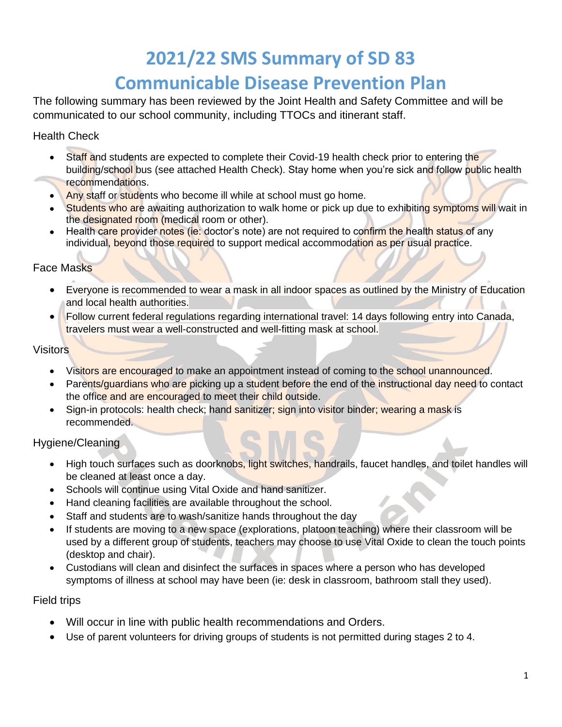# 2021/22 SMS Summary of SD 83
# Communicable Disease Prevention Plan

The following summary has been reviewed by the Joint Health and Safety Committee and will be communicated to our school community, including TTOCs and itinerant staff.

## Health Check

- Staff and students are expected to complete their Covid-19 health check prior to entering the building/school bus (see attached Health Check). Stay home when you're sick and follow public health recommendations.
- Any staff or students who become ill while at school must go home.
- Students who are awaiting authorization to walk home or pick up due to exhibiting symptoms will wait in the designated room (medical room or other).
- Health care provider notes (ie: doctor's note) are not required to confirm the health status of any individual, beyond those required to support medical accommodation as per usual practice.

## Face Masks

- Everyone is recommended to wear a mask in all indoor spaces as outlined by the Ministry of Education and local health authorities.
- Follow current federal regulations regarding international travel: 14 days following entry into Canada, travelers must wear a well-constructed and well-fitting mask at school.

## Visitors

- Visitors are encouraged to make an appointment instead of coming to the school unannounced.
- Parents/guardians who are picking up a student before the end of the instructional day need to contact the office and are encouraged to meet their child outside.
- Sign-in protocols: health check; hand sanitizer; sign into visitor binder; wearing a mask is recommended.

## Hygiene/Cleaning

- High touch surfaces such as doorknobs, light switches, handrails, faucet handles, and toilet handles will be cleaned at least once a day.
- Schools will continue using Vital Oxide and hand sanitizer.
- Hand cleaning facilities are available throughout the school.
- Staff and students are to wash/sanitize hands throughout the day
- If students are moving to a new space (explorations, platoon teaching) where their classroom will be used by a different group of students, teachers may choose to use Vital Oxide to clean the touch points (desktop and chair).
- Custodians will clean and disinfect the surfaces in spaces where a person who has developed symptoms of illness at school may have been (ie: desk in classroom, bathroom stall they used).

## Field trips

- Will occur in line with public health recommendations and Orders.
- Use of parent volunteers for driving groups of students is not permitted during stages 2 to 4.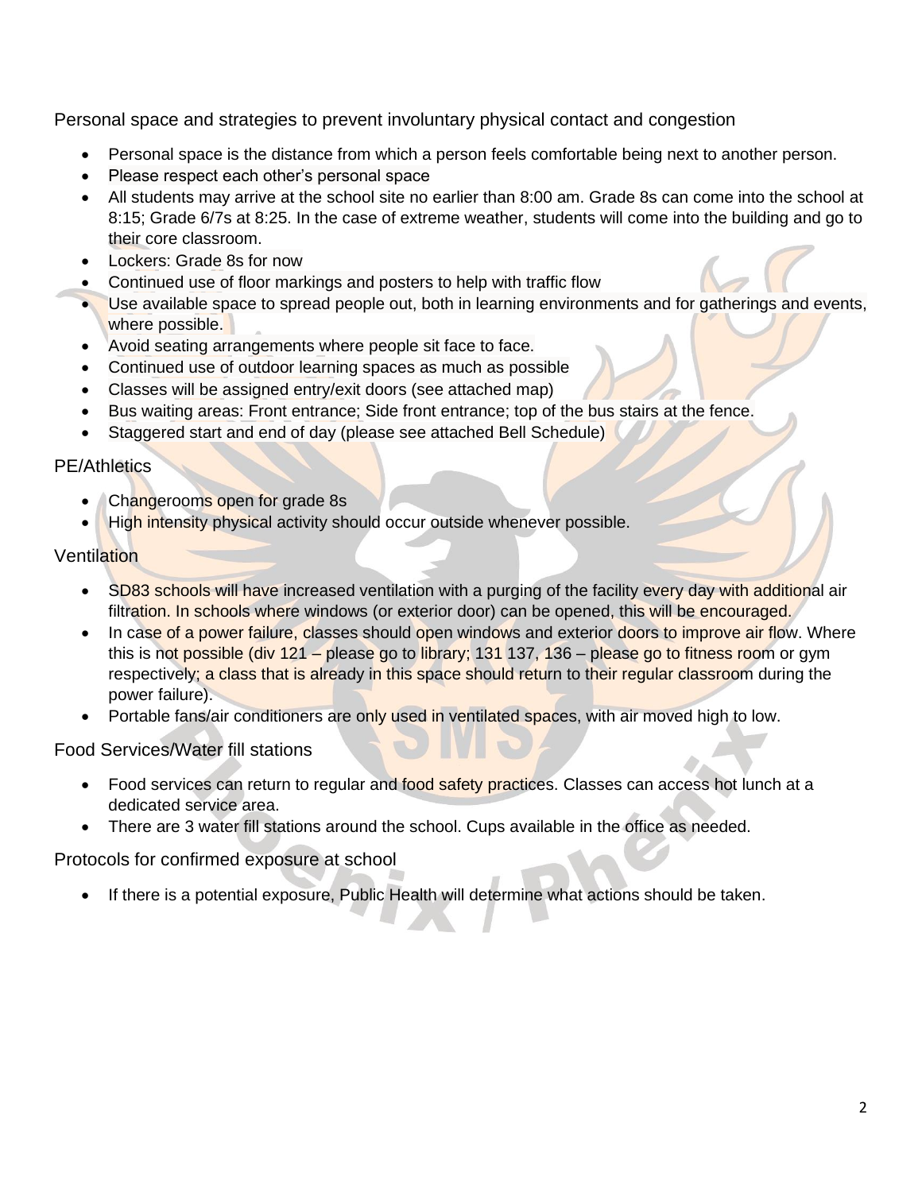## Personal space and strategies to prevent involuntary physical contact and congestion

- Personal space is the distance from which a person feels comfortable being next to another person.
- Please respect each other's personal space
- All students may arrive at the school site no earlier than 8:00 am. Grade 8s can come into the school at 8:15; Grade 6/7s at 8:25. In the case of extreme weather, students will come into the building and go to their core classroom.
- Lockers: Grade 8s for now
- Continued use of floor markings and posters to help with traffic flow
- Use available space to spread people out, both in learning environments and for gatherings and events, where possible.
- Avoid seating arrangements where people sit face to face.
- Continued use of outdoor learning spaces as much as possible
- Classes will be assigned entry/exit doors (see attached map)
- Bus waiting areas: Front entrance; Side front entrance; top of the bus stairs at the fence.
- Staggered start and end of day (please see attached Bell Schedule)

## PE/Athletics

- Changerooms open for grade 8s
- High intensity physical activity should occur outside whenever possible.

## Ventilation

- SD83 schools will have increased ventilation with a purging of the facility every day with additional air filtration. In schools where windows (or exterior door) can be opened, this will be encouraged.
- In case of a power failure, classes should open windows and exterior doors to improve air flow. Where this is not possible (div 121 – please go to library; 131 137, 136 – please go to fitness room or gym respectively; a class that is already in this space should return to their regular classroom during the power failure).
- Portable fans/air conditioners are only used in ventilated spaces, with air moved high to low.

## Food Services/Water fill stations

- Food services can return to regular and food safety practices. Classes can access hot lunch at a dedicated service area.
- There are 3 water fill stations around the school. Cups available in the office as needed.

## Protocols for confirmed exposure at school

- If there is a potential exposure, Public Health will determine what actions should be taken.